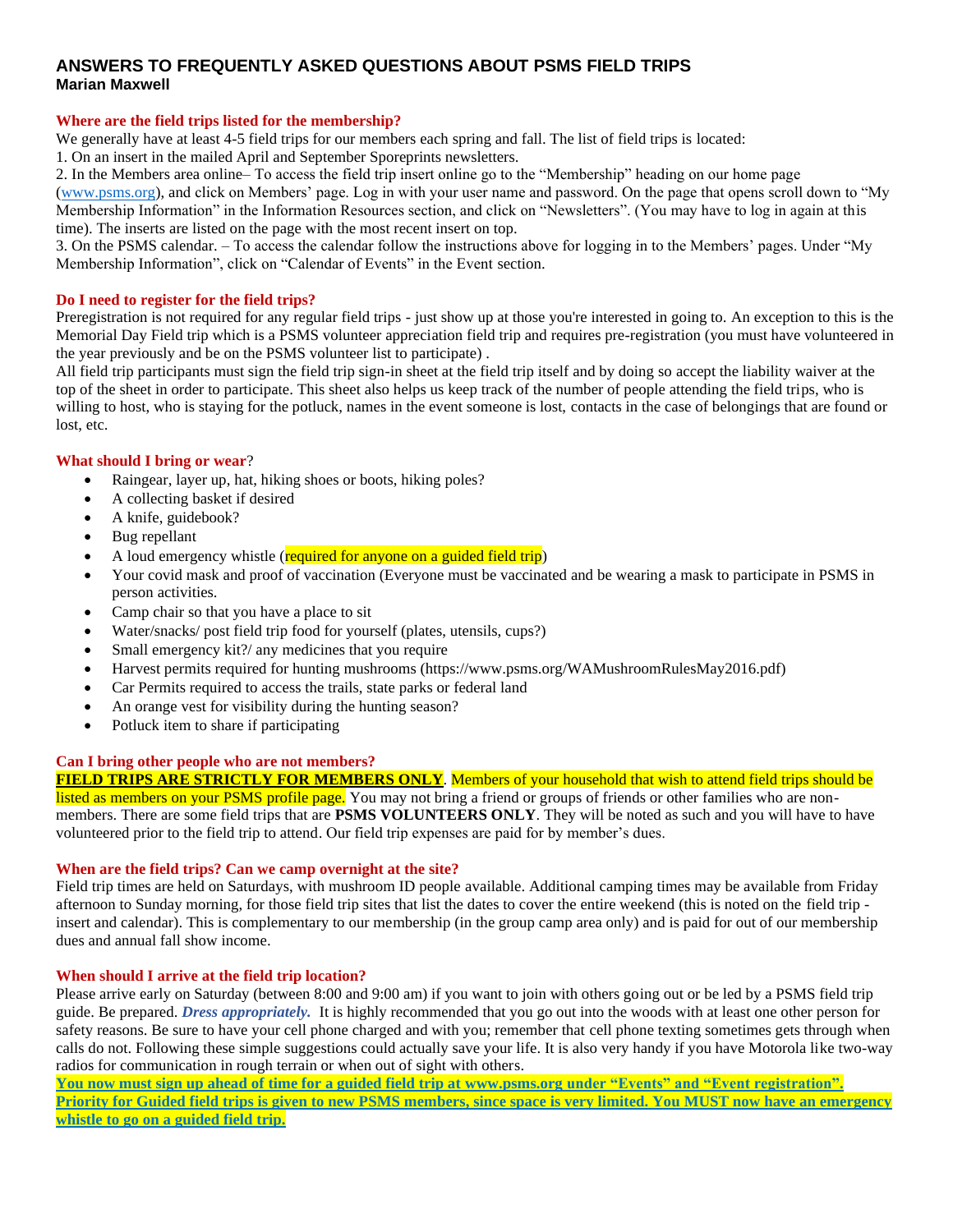# ANSWERS TO FREQUENTLY ASKED QUESTIONS ABOUT PSMS FIELD TRIPS

**Marian Maxwell**

### Where are the field trips listed for the membership?

We generally have at least 4-5 field trips for our members each spring and fall. The list of field trips is located:

1. On an insert in the mailed April and September Sporeprints newsletters.
2. In the Members area online– To access the field trip insert online go to the "Membership" heading on our home page (www.psms.org), and click on Members' page. Log in with your user name and password. On the page that opens scroll down to "My Membership Information" in the Information Resources section, and click on "Newsletters". (You may have to log in again at this time). The inserts are listed on the page with the most recent insert on top.
3. On the PSMS calendar. – To access the calendar follow the instructions above for logging in to the Members' pages. Under "My Membership Information", click on "Calendar of Events" in the Event section.

### Do I need to register for the field trips?

Preregistration is not required for any regular field trips - just show up at those you're interested in going to. An exception to this is the Memorial Day Field trip which is a PSMS volunteer appreciation field trip and requires pre-registration (you must have volunteered in the year previously and be on the PSMS volunteer list to participate) .

All field trip participants must sign the field trip sign-in sheet at the field trip itself and by doing so accept the liability waiver at the top of the sheet in order to participate. This sheet also helps us keep track of the number of people attending the field trips, who is willing to host, who is staying for the potluck, names in the event someone is lost, contacts in the case of belongings that are found or lost, etc.

### What should I bring or wear?

- Raingear, layer up, hat, hiking shoes or boots, hiking poles?
- A collecting basket if desired
- A knife, guidebook?
- Bug repellant
- A loud emergency whistle (required for anyone on a guided field trip)
- Your covid mask and proof of vaccination (Everyone must be vaccinated and be wearing a mask to participate in PSMS in person activities.
- Camp chair so that you have a place to sit
- Water/snacks/ post field trip food for yourself (plates, utensils, cups?)
- Small emergency kit?/ any medicines that you require
- Harvest permits required for hunting mushrooms (https://www.psms.org/WAMushroomRulesMay2016.pdf)
- Car Permits required to access the trails, state parks or federal land
- An orange vest for visibility during the hunting season?
- Potluck item to share if participating

### Can I bring other people who are not members?

**FIELD TRIPS ARE STRICTLY FOR MEMBERS ONLY**. Members of your household that wish to attend field trips should be listed as members on your PSMS profile page. You may not bring a friend or groups of friends or other families who are non-members. There are some field trips that are **PSMS VOLUNTEERS ONLY**. They will be noted as such and you will have to have volunteered prior to the field trip to attend. Our field trip expenses are paid for by member's dues.

### When are the field trips? Can we camp overnight at the site?

Field trip times are held on Saturdays, with mushroom ID people available. Additional camping times may be available from Friday afternoon to Sunday morning, for those field trip sites that list the dates to cover the entire weekend (this is noted on the field trip - insert and calendar). This is complementary to our membership (in the group camp area only) and is paid for out of our membership dues and annual fall show income.

### When should I arrive at the field trip location?

Please arrive early on Saturday (between 8:00 and 9:00 am) if you want to join with others going out or be led by a PSMS field trip guide. Be prepared. ***Dress appropriately.*** It is highly recommended that you go out into the woods with at least one other person for safety reasons. Be sure to have your cell phone charged and with you; remember that cell phone texting sometimes gets through when calls do not. Following these simple suggestions could actually save your life. It is also very handy if you have Motorola like two-way radios for communication in rough terrain or when out of sight with others.

**You now must sign up ahead of time for a guided field trip at www.psms.org under "Events" and "Event registration". Priority for Guided field trips is given to new PSMS members, since space is very limited. You MUST now have an emergency whistle to go on a guided field trip.**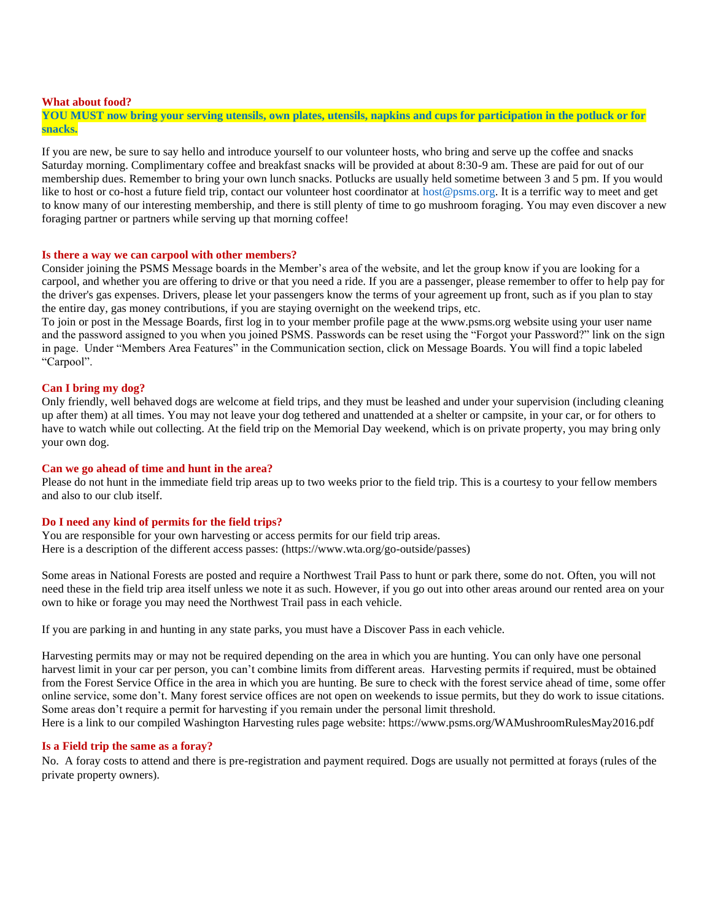### What about food?

**YOU MUST now bring your serving utensils, own plates, utensils, napkins and cups for participation in the potluck or for snacks.**

If you are new, be sure to say hello and introduce yourself to our volunteer hosts, who bring and serve up the coffee and snacks Saturday morning. Complimentary coffee and breakfast snacks will be provided at about 8:30-9 am. These are paid for out of our membership dues. Remember to bring your own lunch snacks. Potlucks are usually held sometime between 3 and 5 pm. If you would like to host or co-host a future field trip, contact our volunteer host coordinator at host@psms.org. It is a terrific way to meet and get to know many of our interesting membership, and there is still plenty of time to go mushroom foraging. You may even discover a new foraging partner or partners while serving up that morning coffee!

### Is there a way we can carpool with other members?

Consider joining the PSMS Message boards in the Member's area of the website, and let the group know if you are looking for a carpool, and whether you are offering to drive or that you need a ride. If you are a passenger, please remember to offer to help pay for the driver's gas expenses. Drivers, please let your passengers know the terms of your agreement up front, such as if you plan to stay the entire day, gas money contributions, if you are staying overnight on the weekend trips, etc.

To join or post in the Message Boards, first log in to your member profile page at the www.psms.org website using your user name and the password assigned to you when you joined PSMS. Passwords can be reset using the "Forgot your Password?" link on the sign in page. Under "Members Area Features" in the Communication section, click on Message Boards. You will find a topic labeled "Carpool".

### Can I bring my dog?

Only friendly, well behaved dogs are welcome at field trips, and they must be leashed and under your supervision (including cleaning up after them) at all times. You may not leave your dog tethered and unattended at a shelter or campsite, in your car, or for others to have to watch while out collecting. At the field trip on the Memorial Day weekend, which is on private property, you may bring only your own dog.

### Can we go ahead of time and hunt in the area?

Please do not hunt in the immediate field trip areas up to two weeks prior to the field trip. This is a courtesy to your fellow members and also to our club itself.

### Do I need any kind of permits for the field trips?

You are responsible for your own harvesting or access permits for our field trip areas.
Here is a description of the different access passes: (https://www.wta.org/go-outside/passes)

Some areas in National Forests are posted and require a Northwest Trail Pass to hunt or park there, some do not. Often, you will not need these in the field trip area itself unless we note it as such. However, if you go out into other areas around our rented area on your own to hike or forage you may need the Northwest Trail pass in each vehicle.

If you are parking in and hunting in any state parks, you must have a Discover Pass in each vehicle.

Harvesting permits may or may not be required depending on the area in which you are hunting. You can only have one personal harvest limit in your car per person, you can't combine limits from different areas. Harvesting permits if required, must be obtained from the Forest Service Office in the area in which you are hunting. Be sure to check with the forest service ahead of time, some offer online service, some don't. Many forest service offices are not open on weekends to issue permits, but they do work to issue citations. Some areas don't require a permit for harvesting if you remain under the personal limit threshold.
Here is a link to our compiled Washington Harvesting rules page website: https://www.psms.org/WAMushroomRulesMay2016.pdf

### Is a Field trip the same as a foray?

No. A foray costs to attend and there is pre-registration and payment required. Dogs are usually not permitted at forays (rules of the private property owners).